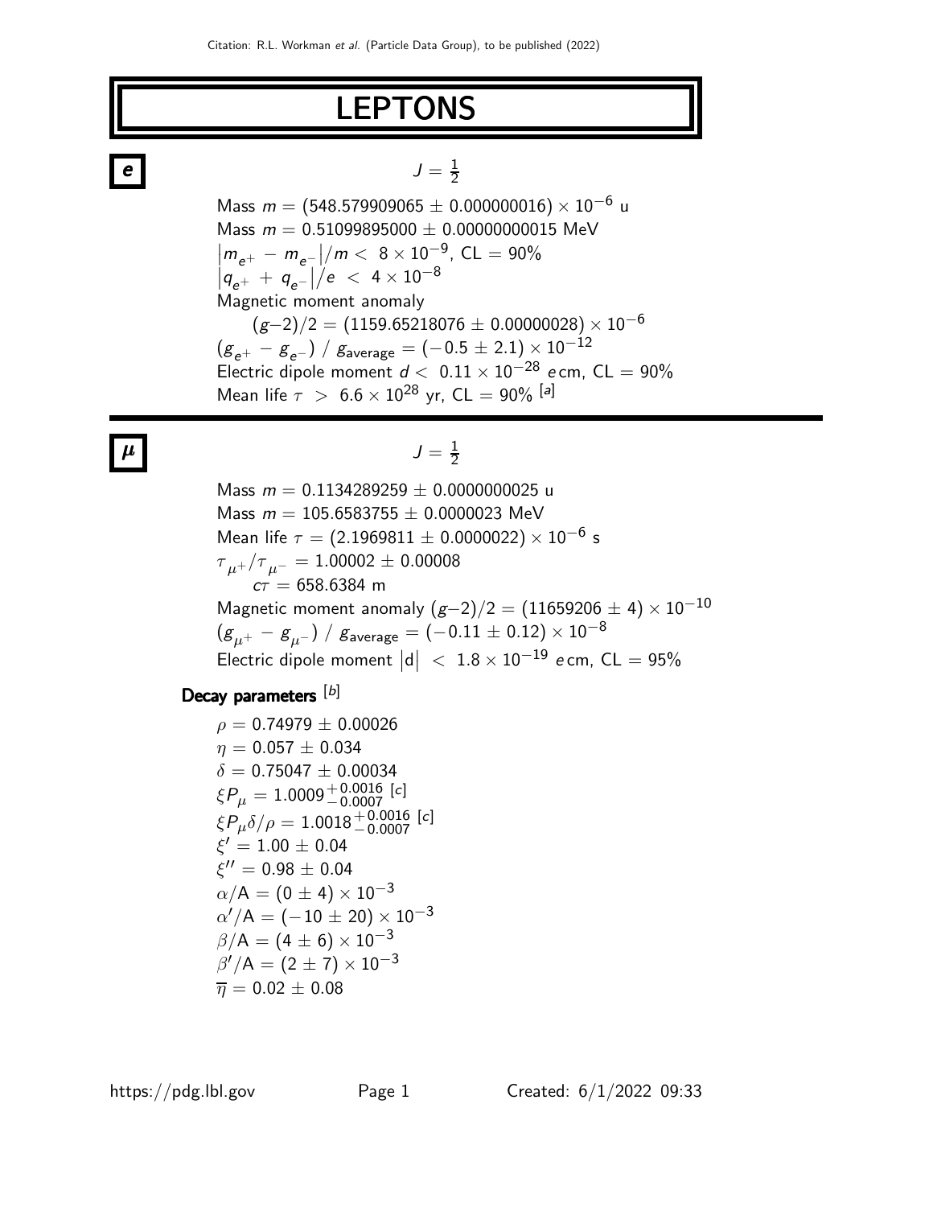# LEPTONS

## e

$J = \frac{1}{2}$

Mass $m = (548.579909065 \pm 0.000000016) \times 10^{-6}$ u

Mass $m = 0.51099895000 \pm 0.00000000015$ MeV

$\left|m_{e^+} - m_{e^-}\right|/m < 8 \times 10^{-9}$, CL = 90%

$\left|q_{e^+} + q_{e^-}\right|/e < 4 \times 10^{-8}$

Magnetic moment anomaly

$(g-2)/2 = (1159.65218076 \pm 0.00000028) \times 10^{-6}$

$(g_{e^+} - g_{e^-}) \,/\, g_{\text{average}} = (-0.5 \pm 2.1) \times 10^{-12}$

Electric dipole moment $d < 0.11 \times 10^{-28}$ $e$ cm, CL = 90%

Mean life $\tau > 6.6 \times 10^{28}$ yr, CL = 90% [a]

## μ

$J = \frac{1}{2}$

Mass $m = 0.1134289259 \pm 0.0000000025$ u

Mass $m = 105.6583755 \pm 0.0000023$ MeV

Mean life $\tau = (2.1969811 \pm 0.0000022) \times 10^{-6}$ s

$\tau_{\mu^+}/\tau_{\mu^-} = 1.00002 \pm 0.00008$

$c\tau = 658.6384$ m

Magnetic moment anomaly $(g-2)/2 = (11659206 \pm 4) \times 10^{-10}$

$(g_{\mu^+} - g_{\mu^-}) \,/\, g_{\text{average}} = (-0.11 \pm 0.12) \times 10^{-8}$

Electric dipole moment $\left|d\right| < 1.8 \times 10^{-19}$ $e$ cm, CL = 95%

### Decay parameters [b]

$\rho = 0.74979 \pm 0.00026$

$\eta = 0.057 \pm 0.034$

$\delta = 0.75047 \pm 0.00034$

$\xi P_\mu = 1.0009^{+0.0016}_{-0.0007}$ [c]

$\xi P_\mu \delta/\rho = 1.0018^{+0.0016}_{-0.0007}$ [c]

$\xi' = 1.00 \pm 0.04$

$\xi'' = 0.98 \pm 0.04$

$\alpha/\text{A} = (0 \pm 4) \times 10^{-3}$

$\alpha'/\text{A} = (-10 \pm 20) \times 10^{-3}$

$\beta/\text{A} = (4 \pm 6) \times 10^{-3}$

$\beta'/\text{A} = (2 \pm 7) \times 10^{-3}$

$\overline{\eta} = 0.02 \pm 0.08$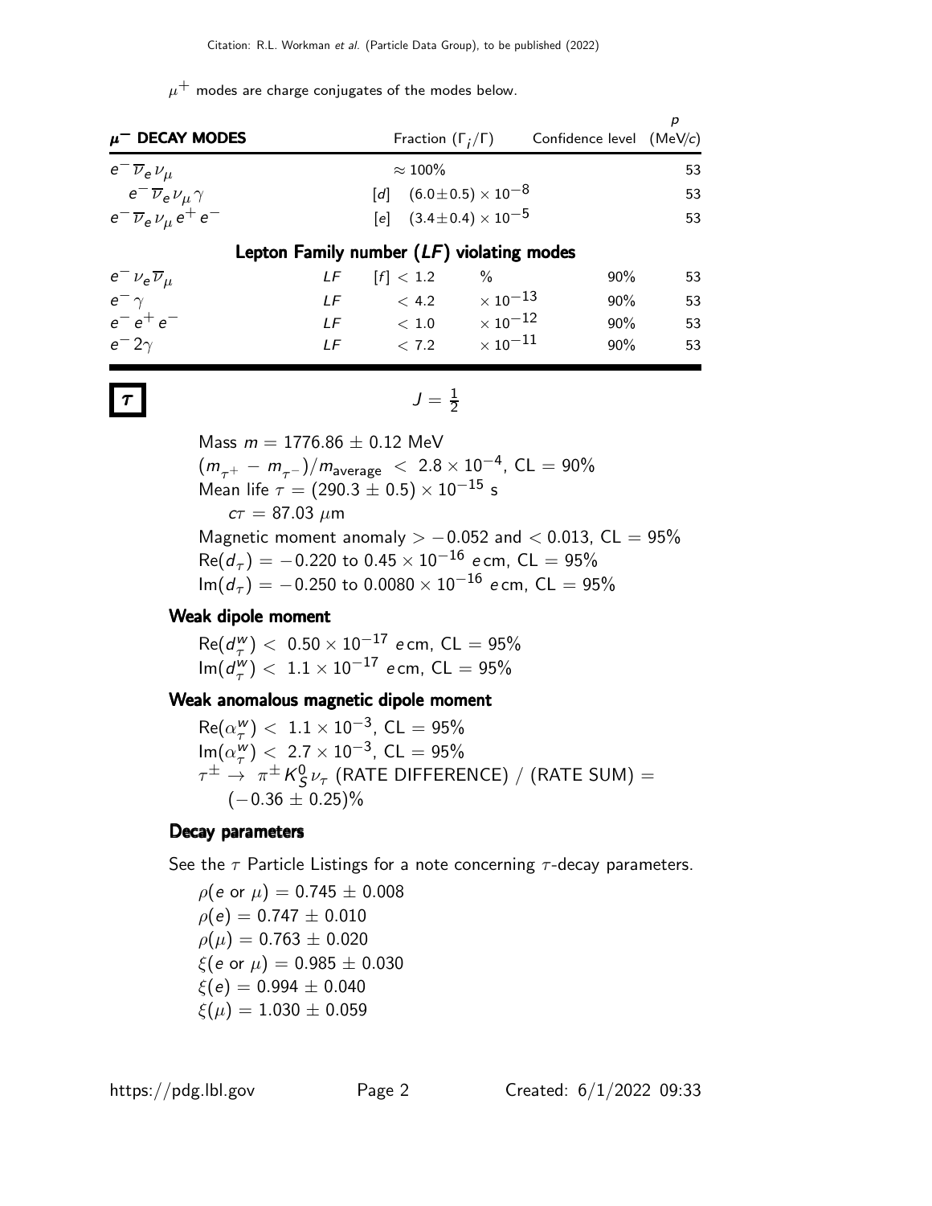$\mu^+$ modes are charge conjugates of the modes below.

| $\mu^-$ DECAY MODES | | Fraction ($\Gamma_i/\Gamma$) | Confidence level | $p$ (MeV/$c$) |
|---|---|---|---|---|
| $e^- \overline{\nu}_e \nu_\mu$ | | $\approx 100\%$ | | 53 |
| $e^- \overline{\nu}_e \nu_\mu \gamma$ | | [d] $(6.0 \pm 0.5) \times 10^{-8}$ | | 53 |
| $e^- \overline{\nu}_e \nu_\mu e^+ e^-$ | | [e] $(3.4 \pm 0.4) \times 10^{-5}$ | | 53 |
| **Lepton Family number (*LF*) violating modes** | | | | |
| $e^- \nu_e \overline{\nu}_\mu$ | *LF* | [f] $< 1.2$ % | 90% | 53 |
| $e^- \gamma$ | *LF* | $< 4.2 \times 10^{-13}$ | 90% | 53 |
| $e^- e^+ e^-$ | *LF* | $< 1.0 \times 10^{-12}$ | 90% | 53 |
| $e^- 2\gamma$ | *LF* | $< 7.2 \times 10^{-11}$ | 90% | 53 |

# $\tau$

$J = \frac{1}{2}$

Mass $m = 1776.86 \pm 0.12$ MeV
$(m_{\tau^+} - m_{\tau^-})/m_{\text{average}} < 2.8 \times 10^{-4}$, CL = 90%
Mean life $\tau = (290.3 \pm 0.5) \times 10^{-15}$ s
$c\tau = 87.03$ $\mu$m
Magnetic moment anomaly $> -0.052$ and $< 0.013$, CL = 95%
$\text{Re}(d_\tau) = -0.220$ to $0.45 \times 10^{-16}$ $e$ cm, CL = 95%
$\text{Im}(d_\tau) = -0.250$ to $0.0080 \times 10^{-16}$ $e$ cm, CL = 95%

### Weak dipole moment

$\text{Re}(d_\tau^w) < 0.50 \times 10^{-17}$ $e$ cm, CL = 95%
$\text{Im}(d_\tau^w) < 1.1 \times 10^{-17}$ $e$ cm, CL = 95%

### Weak anomalous magnetic dipole moment

$\text{Re}(\alpha_\tau^w) < 1.1 \times 10^{-3}$, CL = 95%
$\text{Im}(\alpha_\tau^w) < 2.7 \times 10^{-3}$, CL = 95%
$\tau^\pm \rightarrow \pi^\pm K_S^0 \nu_\tau$ (RATE DIFFERENCE) / (RATE SUM) = $(-0.36 \pm 0.25)\%$

### Decay parameters

See the $\tau$ Particle Listings for a note concerning $\tau$-decay parameters.

$\rho(e \text{ or } \mu) = 0.745 \pm 0.008$
$\rho(e) = 0.747 \pm 0.010$
$\rho(\mu) = 0.763 \pm 0.020$
$\xi(e \text{ or } \mu) = 0.985 \pm 0.030$
$\xi(e) = 0.994 \pm 0.040$
$\xi(\mu) = 1.030 \pm 0.059$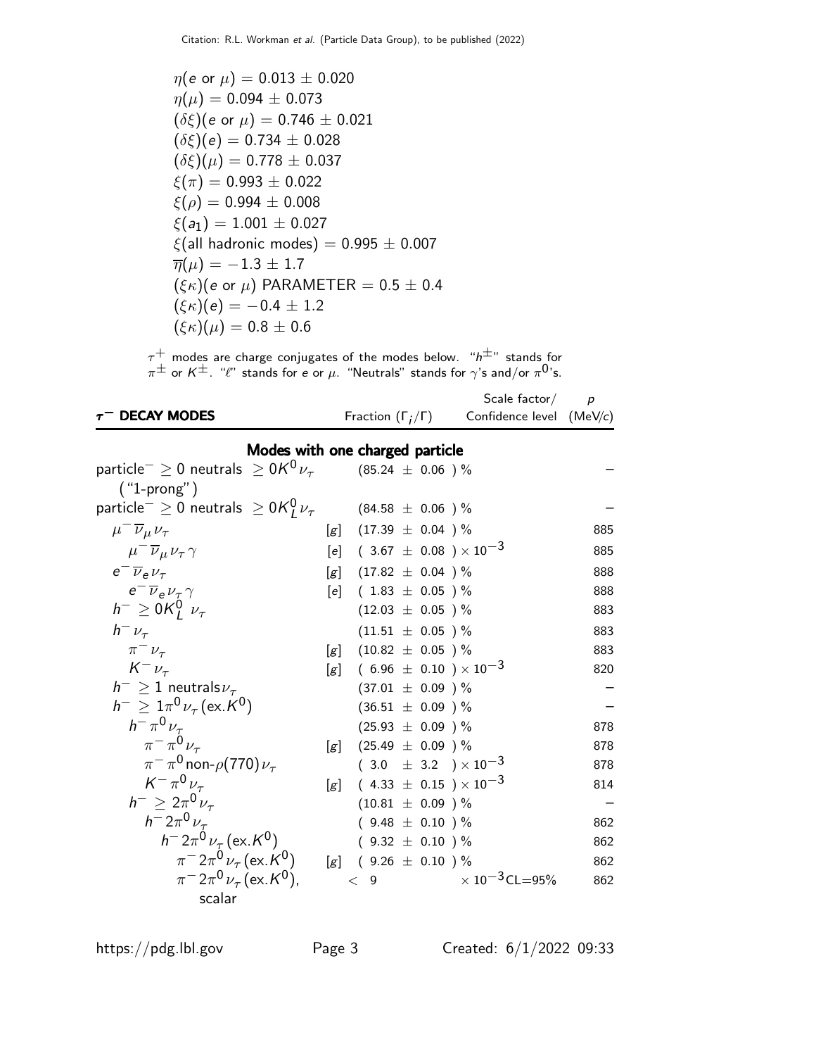$\eta(e \text{ or } \mu) = 0.013 \pm 0.020$
$\eta(\mu) = 0.094 \pm 0.073$
$(\delta\xi)(e \text{ or } \mu) = 0.746 \pm 0.021$
$(\delta\xi)(e) = 0.734 \pm 0.028$
$(\delta\xi)(\mu) = 0.778 \pm 0.037$
$\xi(\pi) = 0.993 \pm 0.022$
$\xi(\rho) = 0.994 \pm 0.008$
$\xi(a_1) = 1.001 \pm 0.027$
$\xi(\text{all hadronic modes}) = 0.995 \pm 0.007$
$\overline{\eta}(\mu) = -1.3 \pm 1.7$
$(\xi\kappa)(e \text{ or } \mu)$ PARAMETER $= 0.5 \pm 0.4$
$(\xi\kappa)(e) = -0.4 \pm 1.2$
$(\xi\kappa)(\mu) = 0.8 \pm 0.6$

$\tau^+$ modes are charge conjugates of the modes below. "$h^\pm$" stands for $\pi^\pm$ or $K^\pm$. "$\ell$" stands for $e$ or $\mu$. "Neutrals" stands for $\gamma$'s and/or $\pi^0$'s.

| $\tau^-$ DECAY MODES | | Fraction ($\Gamma_i/\Gamma$) | Scale factor/ Confidence level | $p$ (MeV/$c$) |
|---|---|---|---|---|
| **Modes with one charged particle** | | | | |
| particle$^- \geq 0$ neutrals $\geq 0K^0\nu_\tau$ ("1-prong") | | $(85.24 \pm 0.06)$ % | | – |
| particle$^- \geq 0$ neutrals $\geq 0K^0_L\nu_\tau$ | | $(84.58 \pm 0.06)$ % | | – |
| $\mu^-\overline{\nu}_\mu\nu_\tau$ | [g] | $(17.39 \pm 0.04)$ % | | 885 |
| $\mu^-\overline{\nu}_\mu\nu_\tau\gamma$ | [e] | $(3.67 \pm 0.08) \times 10^{-3}$ | | 885 |
| $e^-\overline{\nu}_e\nu_\tau$ | [g] | $(17.82 \pm 0.04)$ % | | 888 |
| $e^-\overline{\nu}_e\nu_\tau\gamma$ | [e] | $(1.83 \pm 0.05)$ % | | 888 |
| $h^- \geq 0K^0_L\ \nu_\tau$ | | $(12.03 \pm 0.05)$ % | | 883 |
| $h^-\nu_\tau$ | | $(11.51 \pm 0.05)$ % | | 883 |
| $\pi^-\nu_\tau$ | [g] | $(10.82 \pm 0.05)$ % | | 883 |
| $K^-\nu_\tau$ | [g] | $(6.96 \pm 0.10) \times 10^{-3}$ | | 820 |
| $h^- \geq 1$ neutrals$\nu_\tau$ | | $(37.01 \pm 0.09)$ % | | – |
| $h^- \geq 1\pi^0\nu_\tau(\text{ex.}K^0)$ | | $(36.51 \pm 0.09)$ % | | – |
| $h^-\pi^0\nu_\tau$ | | $(25.93 \pm 0.09)$ % | | 878 |
| $\pi^-\pi^0\nu_\tau$ | [g] | $(25.49 \pm 0.09)$ % | | 878 |
| $\pi^-\pi^0\text{non-}\rho(770)\nu_\tau$ | | $(3.0 \pm 3.2) \times 10^{-3}$ | | 878 |
| $K^-\pi^0\nu_\tau$ | [g] | $(4.33 \pm 0.15) \times 10^{-3}$ | | 814 |
| $h^- \geq 2\pi^0\nu_\tau$ | | $(10.81 \pm 0.09)$ % | | – |
| $h^-2\pi^0\nu_\tau$ | | $(9.48 \pm 0.10)$ % | | 862 |
| $h^-2\pi^0\nu_\tau(\text{ex.}K^0)$ | | $(9.32 \pm 0.10)$ % | | 862 |
| $\pi^-2\pi^0\nu_\tau(\text{ex.}K^0)$ | [g] | $(9.26 \pm 0.10)$ % | | 862 |
| $\pi^-2\pi^0\nu_\tau(\text{ex.}K^0)$, scalar | | $< 9$ | $\times 10^{-3}$ CL=95% | 862 |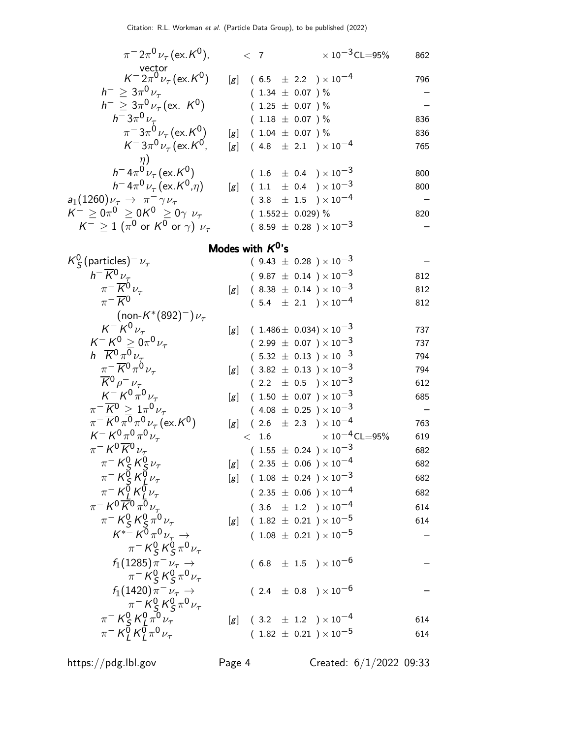| Mode | | Fraction | p (MeV/c) |
|---|---|---|---|
| $\pi^- 2\pi^0 \nu_\tau$ (ex.$K^0$), vector | | $< 7 \times 10^{-3}$ CL=95% | 862 |
| $K^- 2\pi^0 \nu_\tau$ (ex.$K^0$) | [g] | $(6.5 \pm 2.2) \times 10^{-4}$ | 796 |
| $h^- \geq 3\pi^0 \nu_\tau$ | | $(1.34 \pm 0.07)$ % | – |
| $h^- \geq 3\pi^0 \nu_\tau$ (ex. $K^0$) | | $(1.25 \pm 0.07)$ % | – |
| $h^- 3\pi^0 \nu_\tau$ | | $(1.18 \pm 0.07)$ % | 836 |
| $\pi^- 3\pi^0 \nu_\tau$ (ex.$K^0$) | [g] | $(1.04 \pm 0.07)$ % | 836 |
| $K^- 3\pi^0 \nu_\tau$ (ex.$K^0$, $\eta$) | [g] | $(4.8 \pm 2.1) \times 10^{-4}$ | 765 |
| $h^- 4\pi^0 \nu_\tau$ (ex.$K^0$) | | $(1.6 \pm 0.4) \times 10^{-3}$ | 800 |
| $h^- 4\pi^0 \nu_\tau$ (ex.$K^0$,$\eta$) | [g] | $(1.1 \pm 0.4) \times 10^{-3}$ | 800 |
| $a_1(1260)\nu_\tau \rightarrow \pi^- \gamma \nu_\tau$ | | $(3.8 \pm 1.5) \times 10^{-4}$ | – |
| $K^- \geq 0\pi^0 \geq 0K^0 \geq 0\gamma\ \nu_\tau$ | | $(1.552 \pm 0.029)$ % | 820 |
| $K^- \geq 1$ ($\pi^0$ or $K^0$ or $\gamma$) $\nu_\tau$ | | $(8.59 \pm 0.28) \times 10^{-3}$ | – |

## Modes with $K^0$'s

| Mode | | Fraction | p (MeV/c) |
|---|---|---|---|
| $K_S^0$(particles)$^- \nu_\tau$ | | $(9.43 \pm 0.28) \times 10^{-3}$ | – |
| $h^- \overline{K}^0 \nu_\tau$ | | $(9.87 \pm 0.14) \times 10^{-3}$ | 812 |
| $\pi^- \overline{K}^0 \nu_\tau$ | [g] | $(8.38 \pm 0.14) \times 10^{-3}$ | 812 |
| $\pi^- \overline{K}^0$ (non-$K^*(892)^-$)$\nu_\tau$ | | $(5.4 \pm 2.1) \times 10^{-4}$ | 812 |
| $K^- K^0 \nu_\tau$ | [g] | $(1.486 \pm 0.034) \times 10^{-3}$ | 737 |
| $K^- K^0 \geq 0\pi^0 \nu_\tau$ | | $(2.99 \pm 0.07) \times 10^{-3}$ | 737 |
| $h^- \overline{K}^0 \pi^0 \nu_\tau$ | | $(5.32 \pm 0.13) \times 10^{-3}$ | 794 |
| $\pi^- \overline{K}^0 \pi^0 \nu_\tau$ | [g] | $(3.82 \pm 0.13) \times 10^{-3}$ | 794 |
| $\overline{K}^0 \rho^- \nu_\tau$ | | $(2.2 \pm 0.5) \times 10^{-3}$ | 612 |
| $K^- K^0 \pi^0 \nu_\tau$ | [g] | $(1.50 \pm 0.07) \times 10^{-3}$ | 685 |
| $\pi^- \overline{K}^0 \geq 1\pi^0 \nu_\tau$ | | $(4.08 \pm 0.25) \times 10^{-3}$ | – |
| $\pi^- \overline{K}^0 \pi^0 \pi^0 \nu_\tau$ (ex.$K^0$) | [g] | $(2.6 \pm 2.3) \times 10^{-4}$ | 763 |
| $K^- K^0 \pi^0 \pi^0 \nu_\tau$ | | $< 1.6 \times 10^{-4}$ CL=95% | 619 |
| $\pi^- K^0 \overline{K}^0 \nu_\tau$ | | $(1.55 \pm 0.24) \times 10^{-3}$ | 682 |
| $\pi^- K_S^0 K_S^0 \nu_\tau$ | [g] | $(2.35 \pm 0.06) \times 10^{-4}$ | 682 |
| $\pi^- K_S^0 K_L^0 \nu_\tau$ | [g] | $(1.08 \pm 0.24) \times 10^{-3}$ | 682 |
| $\pi^- K_L^0 K_L^0 \nu_\tau$ | | $(2.35 \pm 0.06) \times 10^{-4}$ | 682 |
| $\pi^- K^0 \overline{K}^0 \pi^0 \nu_\tau$ | | $(3.6 \pm 1.2) \times 10^{-4}$ | 614 |
| $\pi^- K_S^0 K_S^0 \pi^0 \nu_\tau$ | [g] | $(1.82 \pm 0.21) \times 10^{-5}$ | 614 |
| $K^{*-} K^0 \pi^0 \nu_\tau \rightarrow \pi^- K_S^0 K_S^0 \pi^0 \nu_\tau$ | | $(1.08 \pm 0.21) \times 10^{-5}$ | – |
| $f_1(1285)\pi^- \nu_\tau \rightarrow \pi^- K_S^0 K_S^0 \pi^0 \nu_\tau$ | | $(6.8 \pm 1.5) \times 10^{-6}$ | – |
| $f_1(1420)\pi^- \nu_\tau \rightarrow \pi^- K_S^0 K_S^0 \pi^0 \nu_\tau$ | | $(2.4 \pm 0.8) \times 10^{-6}$ | – |
| $\pi^- K_S^0 K_L^0 \pi^0 \nu_\tau$ | [g] | $(3.2 \pm 1.2) \times 10^{-4}$ | 614 |
| $\pi^- K_L^0 K_L^0 \pi^0 \nu_\tau$ | | $(1.82 \pm 0.21) \times 10^{-5}$ | 614 |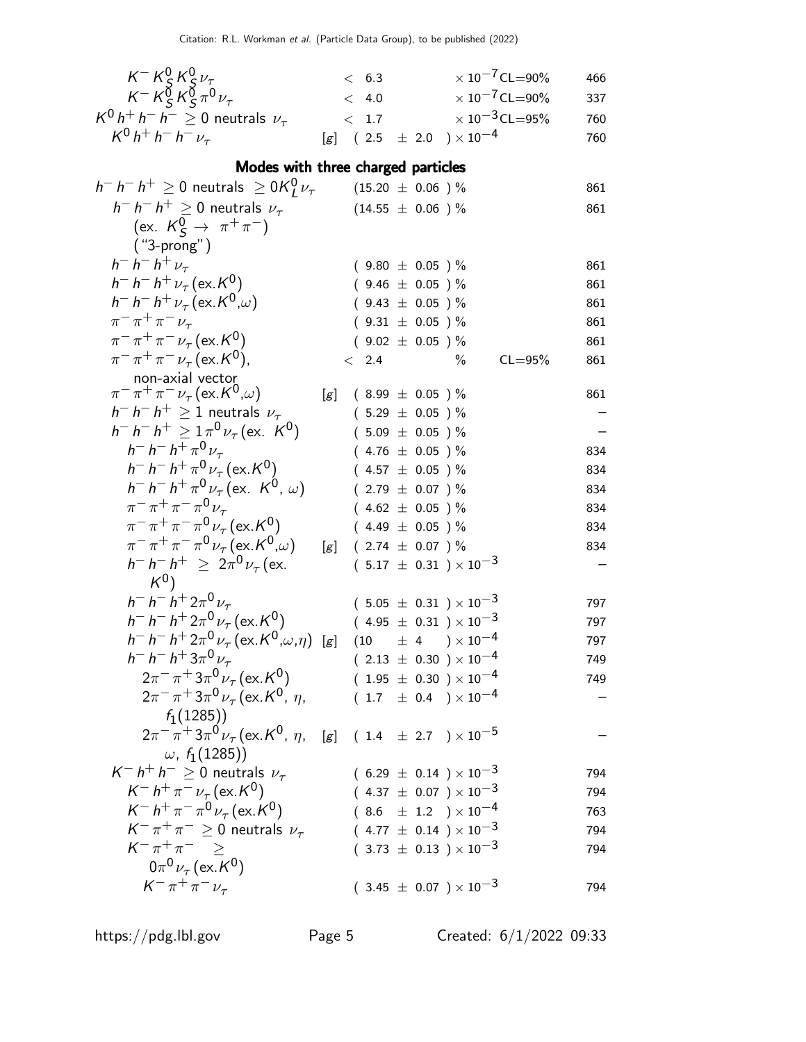| Mode | | Fraction | Scale / CL | p (MeV/c) |
|---|---|---|---|---|
| $K^- K^0_S K^0_S \nu_\tau$ | | $< 6.3$ | $\times 10^{-7}$ CL=90% | 466 |
| $K^- K^0_S K^0_S \pi^0 \nu_\tau$ | | $< 4.0$ | $\times 10^{-7}$ CL=90% | 337 |
| $K^0 h^+ h^- h^- \geq 0$ neutrals $\nu_\tau$ | | $< 1.7$ | $\times 10^{-3}$ CL=95% | 760 |
| $K^0 h^+ h^- h^- \nu_\tau$ | [g] | $(2.5 \pm 2.0) \times 10^{-4}$ | | 760 |

## Modes with three charged particles

| Mode | | Fraction | Scale / CL | p (MeV/c) |
|---|---|---|---|---|
| $h^- h^- h^+ \geq 0$ neutrals $\geq 0 K^0_L \nu_\tau$ | | $(15.20 \pm 0.06)$ % | | 861 |
| $h^- h^- h^+ \geq 0$ neutrals $\nu_\tau$ (ex. $K^0_S \to \pi^+ \pi^-$) ("3-prong") | | $(14.55 \pm 0.06)$ % | | 861 |
| $h^- h^- h^+ \nu_\tau$ | | $(9.80 \pm 0.05)$ % | | 861 |
| $h^- h^- h^+ \nu_\tau$ (ex.$K^0$) | | $(9.46 \pm 0.05)$ % | | 861 |
| $h^- h^- h^+ \nu_\tau$ (ex.$K^0$,$\omega$) | | $(9.43 \pm 0.05)$ % | | 861 |
| $\pi^- \pi^+ \pi^- \nu_\tau$ | | $(9.31 \pm 0.05)$ % | | 861 |
| $\pi^- \pi^+ \pi^- \nu_\tau$ (ex.$K^0$) | | $(9.02 \pm 0.05)$ % | | 861 |
| $\pi^- \pi^+ \pi^- \nu_\tau$ (ex.$K^0$), non-axial vector | | $< 2.4$ % | CL=95% | 861 |
| $\pi^- \pi^+ \pi^- \nu_\tau$ (ex.$K^0$,$\omega$) | [g] | $(8.99 \pm 0.05)$ % | | 861 |
| $h^- h^- h^+ \geq 1$ neutrals $\nu_\tau$ | | $(5.29 \pm 0.05)$ % | | – |
| $h^- h^- h^+ \geq 1 \pi^0 \nu_\tau$ (ex. $K^0$) | | $(5.09 \pm 0.05)$ % | | – |
| $h^- h^- h^+ \pi^0 \nu_\tau$ | | $(4.76 \pm 0.05)$ % | | 834 |
| $h^- h^- h^+ \pi^0 \nu_\tau$ (ex.$K^0$) | | $(4.57 \pm 0.05)$ % | | 834 |
| $h^- h^- h^+ \pi^0 \nu_\tau$ (ex. $K^0$, $\omega$) | | $(2.79 \pm 0.07)$ % | | 834 |
| $\pi^- \pi^+ \pi^- \pi^0 \nu_\tau$ | | $(4.62 \pm 0.05)$ % | | 834 |
| $\pi^- \pi^+ \pi^- \pi^0 \nu_\tau$ (ex.$K^0$) | | $(4.49 \pm 0.05)$ % | | 834 |
| $\pi^- \pi^+ \pi^- \pi^0 \nu_\tau$ (ex.$K^0$,$\omega$) | [g] | $(2.74 \pm 0.07)$ % | | 834 |
| $h^- h^- h^+ \geq 2\pi^0 \nu_\tau$ (ex. $K^0$) | | $(5.17 \pm 0.31) \times 10^{-3}$ | | – |
| $h^- h^- h^+ 2\pi^0 \nu_\tau$ | | $(5.05 \pm 0.31) \times 10^{-3}$ | | 797 |
| $h^- h^- h^+ 2\pi^0 \nu_\tau$ (ex.$K^0$) | | $(4.95 \pm 0.31) \times 10^{-3}$ | | 797 |
| $h^- h^- h^+ 2\pi^0 \nu_\tau$ (ex.$K^0$,$\omega$,$\eta$) | [g] | $(10 \pm 4) \times 10^{-4}$ | | 797 |
| $h^- h^- h^+ 3\pi^0 \nu_\tau$ | | $(2.13 \pm 0.30) \times 10^{-4}$ | | 749 |
| $2\pi^- \pi^+ 3\pi^0 \nu_\tau$ (ex.$K^0$) | | $(1.95 \pm 0.30) \times 10^{-4}$ | | 749 |
| $2\pi^- \pi^+ 3\pi^0 \nu_\tau$ (ex.$K^0$, $\eta$, $f_1(1285)$) | | $(1.7 \pm 0.4) \times 10^{-4}$ | | – |
| $2\pi^- \pi^+ 3\pi^0 \nu_\tau$ (ex.$K^0$, $\eta$, $\omega$, $f_1(1285)$) | [g] | $(1.4 \pm 2.7) \times 10^{-5}$ | | – |
| $K^- h^+ h^- \geq 0$ neutrals $\nu_\tau$ | | $(6.29 \pm 0.14) \times 10^{-3}$ | | 794 |
| $K^- h^+ \pi^- \nu_\tau$ (ex.$K^0$) | | $(4.37 \pm 0.07) \times 10^{-3}$ | | 794 |
| $K^- h^+ \pi^- \pi^0 \nu_\tau$ (ex.$K^0$) | | $(8.6 \pm 1.2) \times 10^{-4}$ | | 763 |
| $K^- \pi^+ \pi^- \geq 0$ neutrals $\nu_\tau$ | | $(4.77 \pm 0.14) \times 10^{-3}$ | | 794 |
| $K^- \pi^+ \pi^- \geq 0\pi^0 \nu_\tau$ (ex.$K^0$) | | $(3.73 \pm 0.13) \times 10^{-3}$ | | 794 |
| $K^- \pi^+ \pi^- \nu_\tau$ | | $(3.45 \pm 0.07) \times 10^{-3}$ | | 794 |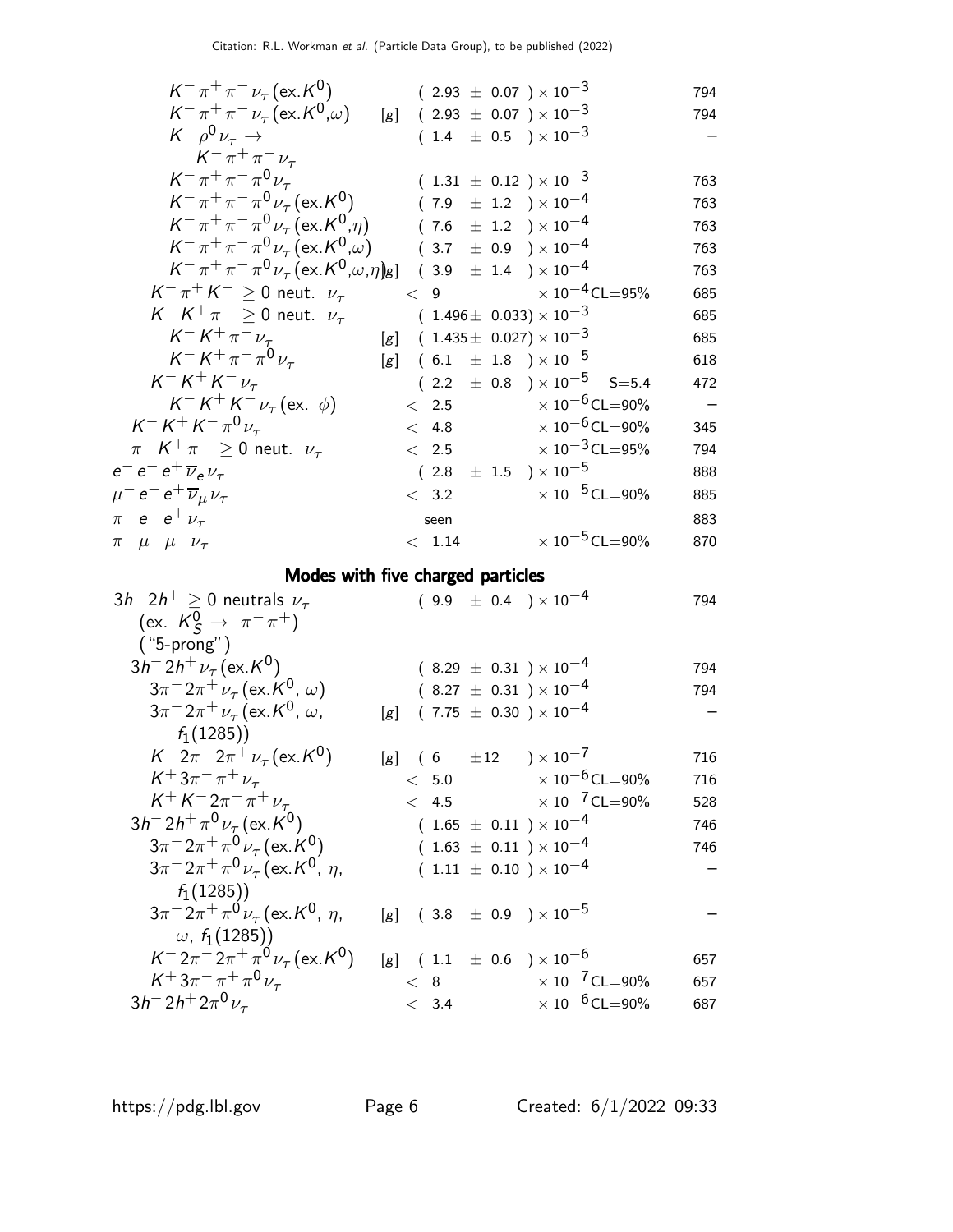| Mode | | Fraction | p (MeV/c) |
|---|---|---|---|
| $K^- \pi^+ \pi^- \nu_\tau$ (ex.$K^0$) | | $(2.93 \pm 0.07) \times 10^{-3}$ | 794 |
| $K^- \pi^+ \pi^- \nu_\tau$ (ex.$K^0$,$\omega$) | [g] | $(2.93 \pm 0.07) \times 10^{-3}$ | 794 |
| $K^- \rho^0 \nu_\tau \rightarrow K^- \pi^+ \pi^- \nu_\tau$ | | $(1.4 \pm 0.5) \times 10^{-3}$ | – |
| $K^- \pi^+ \pi^- \pi^0 \nu_\tau$ | | $(1.31 \pm 0.12) \times 10^{-3}$ | 763 |
| $K^- \pi^+ \pi^- \pi^0 \nu_\tau$ (ex.$K^0$) | | $(7.9 \pm 1.2) \times 10^{-4}$ | 763 |
| $K^- \pi^+ \pi^- \pi^0 \nu_\tau$ (ex.$K^0$,$\eta$) | | $(7.6 \pm 1.2) \times 10^{-4}$ | 763 |
| $K^- \pi^+ \pi^- \pi^0 \nu_\tau$ (ex.$K^0$,$\omega$) | | $(3.7 \pm 0.9) \times 10^{-4}$ | 763 |
| $K^- \pi^+ \pi^- \pi^0 \nu_\tau$ (ex.$K^0$,$\omega$,$\eta$) | [g] | $(3.9 \pm 1.4) \times 10^{-4}$ | 763 |
| $K^- \pi^+ K^- \geq 0$ neut. $\nu_\tau$ | | $< 9 \times 10^{-4}$ CL=95% | 685 |
| $K^- K^+ \pi^- \geq 0$ neut. $\nu_\tau$ | | $(1.496 \pm 0.033) \times 10^{-3}$ | 685 |
| $K^- K^+ \pi^- \nu_\tau$ | [g] | $(1.435 \pm 0.027) \times 10^{-3}$ | 685 |
| $K^- K^+ \pi^- \pi^0 \nu_\tau$ | [g] | $(6.1 \pm 1.8) \times 10^{-5}$ | 618 |
| $K^- K^+ K^- \nu_\tau$ | | $(2.2 \pm 0.8) \times 10^{-5}$ S=5.4 | 472 |
| $K^- K^+ K^- \nu_\tau$ (ex. $\phi$) | | $< 2.5 \times 10^{-6}$ CL=90% | – |
| $K^- K^+ K^- \pi^0 \nu_\tau$ | | $< 4.8 \times 10^{-6}$ CL=90% | 345 |
| $\pi^- K^+ \pi^- \geq 0$ neut. $\nu_\tau$ | | $< 2.5 \times 10^{-3}$ CL=95% | 794 |
| $e^- e^- e^+ \overline{\nu}_e \nu_\tau$ | | $(2.8 \pm 1.5) \times 10^{-5}$ | 888 |
| $\mu^- e^- e^+ \overline{\nu}_\mu \nu_\tau$ | | $< 3.2 \times 10^{-5}$ CL=90% | 885 |
| $\pi^- e^- e^+ \nu_\tau$ | | seen | 883 |
| $\pi^- \mu^- \mu^+ \nu_\tau$ | | $< 1.14 \times 10^{-5}$ CL=90% | 870 |

## Modes with five charged particles

| Mode | | Fraction | p (MeV/c) |
|---|---|---|---|
| $3h^- 2h^+ \geq 0$ neutrals $\nu_\tau$ (ex. $K^0_S \rightarrow \pi^- \pi^+$) ("5-prong") | | $(9.9 \pm 0.4) \times 10^{-4}$ | 794 |
| $3h^- 2h^+ \nu_\tau$ (ex.$K^0$) | | $(8.29 \pm 0.31) \times 10^{-4}$ | 794 |
| $3\pi^- 2\pi^+ \nu_\tau$ (ex.$K^0$, $\omega$) | | $(8.27 \pm 0.31) \times 10^{-4}$ | 794 |
| $3\pi^- 2\pi^+ \nu_\tau$ (ex.$K^0$, $\omega$, $f_1(1285)$) | [g] | $(7.75 \pm 0.30) \times 10^{-4}$ | – |
| $K^- 2\pi^- 2\pi^+ \nu_\tau$ (ex.$K^0$) | [g] | $(6 \pm 12) \times 10^{-7}$ | 716 |
| $K^+ 3\pi^- \pi^+ \nu_\tau$ | | $< 5.0 \times 10^{-6}$ CL=90% | 716 |
| $K^+ K^- 2\pi^- \pi^+ \nu_\tau$ | | $< 4.5 \times 10^{-7}$ CL=90% | 528 |
| $3h^- 2h^+ \pi^0 \nu_\tau$ (ex.$K^0$) | | $(1.65 \pm 0.11) \times 10^{-4}$ | 746 |
| $3\pi^- 2\pi^+ \pi^0 \nu_\tau$ (ex.$K^0$) | | $(1.63 \pm 0.11) \times 10^{-4}$ | 746 |
| $3\pi^- 2\pi^+ \pi^0 \nu_\tau$ (ex.$K^0$, $\eta$, $f_1(1285)$) | | $(1.11 \pm 0.10) \times 10^{-4}$ | – |
| $3\pi^- 2\pi^+ \pi^0 \nu_\tau$ (ex.$K^0$, $\eta$, $\omega$, $f_1(1285)$) | [g] | $(3.8 \pm 0.9) \times 10^{-5}$ | – |
| $K^- 2\pi^- 2\pi^+ \pi^0 \nu_\tau$ (ex.$K^0$) | [g] | $(1.1 \pm 0.6) \times 10^{-6}$ | 657 |
| $K^+ 3\pi^- \pi^+ \pi^0 \nu_\tau$ | | $< 8 \times 10^{-7}$ CL=90% | 657 |
| $3h^- 2h^+ 2\pi^0 \nu_\tau$ | | $< 3.4 \times 10^{-6}$ CL=90% | 687 |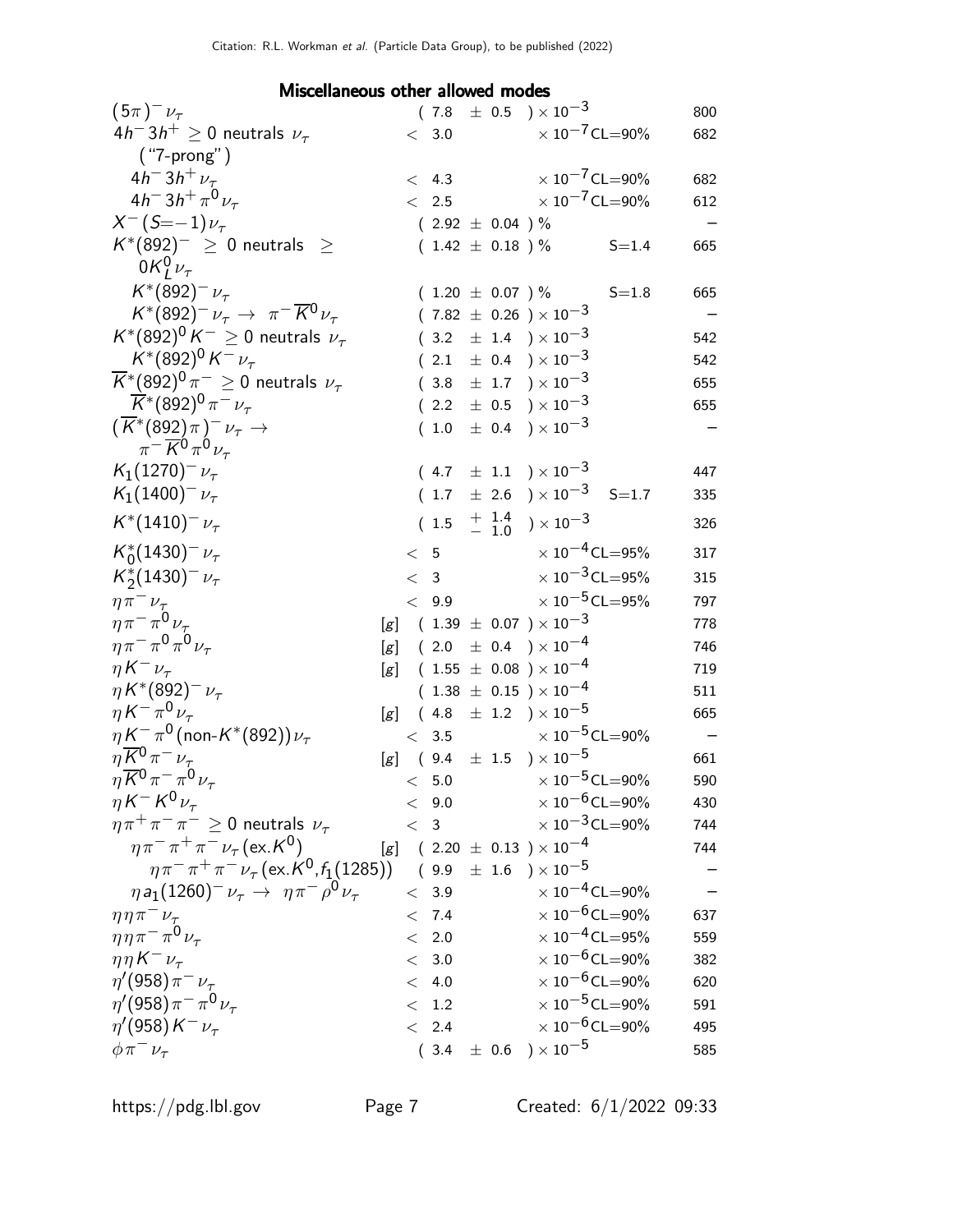### Miscellaneous other allowed modes

| Mode | | Fraction ($\Gamma_i/\Gamma$) | Scale factor/Confidence level | $p$ (MeV/c) |
|---|---|---|---|---|
| $(5\pi)^- \nu_\tau$ | | $(7.8 \pm 0.5) \times 10^{-3}$ | | 800 |
| $4h^- 3h^+ \geq 0$ neutrals $\nu_\tau$ ("7-prong") | | $< 3.0 \times 10^{-7}$ | CL=90% | 682 |
| $4h^- 3h^+ \nu_\tau$ | | $< 4.3 \times 10^{-7}$ | CL=90% | 682 |
| $4h^- 3h^+ \pi^0 \nu_\tau$ | | $< 2.5 \times 10^{-7}$ | CL=90% | 612 |
| $X^-(S{=}-1)\nu_\tau$ | | $(2.92 \pm 0.04)$ % | | – |
| $K^*(892)^- \geq 0$ neutrals $\geq 0 K^0_L \nu_\tau$ | | $(1.42 \pm 0.18)$ % | S=1.4 | 665 |
| $K^*(892)^- \nu_\tau$ | | $(1.20 \pm 0.07)$ % | S=1.8 | 665 |
| $K^*(892)^- \nu_\tau \rightarrow \pi^- \overline{K}^0 \nu_\tau$ | | $(7.82 \pm 0.26) \times 10^{-3}$ | | – |
| $K^*(892)^0 K^- \geq 0$ neutrals $\nu_\tau$ | | $(3.2 \pm 1.4) \times 10^{-3}$ | | 542 |
| $K^*(892)^0 K^- \nu_\tau$ | | $(2.1 \pm 0.4) \times 10^{-3}$ | | 542 |
| $\overline{K}^*(892)^0 \pi^- \geq 0$ neutrals $\nu_\tau$ | | $(3.8 \pm 1.7) \times 10^{-3}$ | | 655 |
| $\overline{K}^*(892)^0 \pi^- \nu_\tau$ | | $(2.2 \pm 0.5) \times 10^{-3}$ | | 655 |
| $(\overline{K}^*(892)\pi)^- \nu_\tau \rightarrow \pi^- \overline{K}^0 \pi^0 \nu_\tau$ | | $(1.0 \pm 0.4) \times 10^{-3}$ | | – |
| $K_1(1270)^- \nu_\tau$ | | $(4.7 \pm 1.1) \times 10^{-3}$ | | 447 |
| $K_1(1400)^- \nu_\tau$ | | $(1.7 \pm 2.6) \times 10^{-3}$ | S=1.7 | 335 |
| $K^*(1410)^- \nu_\tau$ | | $(1.5 ^{+1.4}_{-1.0}) \times 10^{-3}$ | | 326 |
| $K^*_0(1430)^- \nu_\tau$ | | $< 5 \times 10^{-4}$ | CL=95% | 317 |
| $K^*_2(1430)^- \nu_\tau$ | | $< 3 \times 10^{-3}$ | CL=95% | 315 |
| $\eta \pi^- \nu_\tau$ | | $< 9.9 \times 10^{-5}$ | CL=95% | 797 |
| $\eta \pi^- \pi^0 \nu_\tau$ | [g] | $(1.39 \pm 0.07) \times 10^{-3}$ | | 778 |
| $\eta \pi^- \pi^0 \pi^0 \nu_\tau$ | [g] | $(2.0 \pm 0.4) \times 10^{-4}$ | | 746 |
| $\eta K^- \nu_\tau$ | [g] | $(1.55 \pm 0.08) \times 10^{-4}$ | | 719 |
| $\eta K^*(892)^- \nu_\tau$ | | $(1.38 \pm 0.15) \times 10^{-4}$ | | 511 |
| $\eta K^- \pi^0 \nu_\tau$ | [g] | $(4.8 \pm 1.2) \times 10^{-5}$ | | 665 |
| $\eta K^- \pi^0 (\text{non-}K^*(892)) \nu_\tau$ | | $< 3.5 \times 10^{-5}$ | CL=90% | – |
| $\eta \overline{K}^0 \pi^- \nu_\tau$ | [g] | $(9.4 \pm 1.5) \times 10^{-5}$ | | 661 |
| $\eta \overline{K}^0 \pi^- \pi^0 \nu_\tau$ | | $< 5.0 \times 10^{-5}$ | CL=90% | 590 |
| $\eta K^- K^0 \nu_\tau$ | | $< 9.0 \times 10^{-6}$ | CL=90% | 430 |
| $\eta \pi^+ \pi^- \pi^- \geq 0$ neutrals $\nu_\tau$ | | $< 3 \times 10^{-3}$ | CL=90% | 744 |
| $\eta \pi^- \pi^+ \pi^- \nu_\tau (\text{ex.}K^0)$ | [g] | $(2.20 \pm 0.13) \times 10^{-4}$ | | 744 |
| $\eta \pi^- \pi^+ \pi^- \nu_\tau (\text{ex.}K^0, f_1(1285))$ | | $(9.9 \pm 1.6) \times 10^{-5}$ | | – |
| $\eta a_1(1260)^- \nu_\tau \rightarrow \eta \pi^- \rho^0 \nu_\tau$ | | $< 3.9 \times 10^{-4}$ | CL=90% | – |
| $\eta \eta \pi^- \nu_\tau$ | | $< 7.4 \times 10^{-6}$ | CL=90% | 637 |
| $\eta \eta \pi^- \pi^0 \nu_\tau$ | | $< 2.0 \times 10^{-4}$ | CL=95% | 559 |
| $\eta \eta K^- \nu_\tau$ | | $< 3.0 \times 10^{-6}$ | CL=90% | 382 |
| $\eta'(958) \pi^- \nu_\tau$ | | $< 4.0 \times 10^{-6}$ | CL=90% | 620 |
| $\eta'(958) \pi^- \pi^0 \nu_\tau$ | | $< 1.2 \times 10^{-5}$ | CL=90% | 591 |
| $\eta'(958) K^- \nu_\tau$ | | $< 2.4 \times 10^{-6}$ | CL=90% | 495 |
| $\phi \pi^- \nu_\tau$ | | $(3.4 \pm 0.6) \times 10^{-5}$ | | 585 |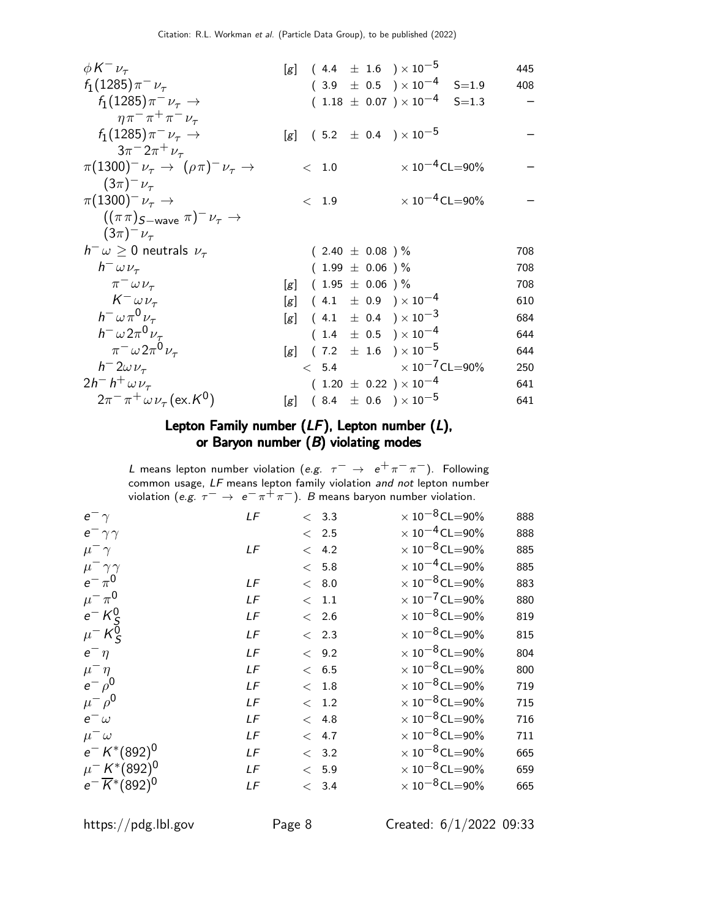| Mode | | Fraction | Scale / CL | p (MeV/c) |
|---|---|---|---|---|
| $\phi K^- \nu_\tau$ | [g] | $(4.4 \pm 1.6) \times 10^{-5}$ | | 445 |
| $f_1(1285)\pi^- \nu_\tau$ | | $(3.9 \pm 0.5) \times 10^{-4}$ | S=1.9 | 408 |
| $f_1(1285)\pi^- \nu_\tau \rightarrow \eta\pi^-\pi^+\pi^-\nu_\tau$ | | $(1.18 \pm 0.07) \times 10^{-4}$ | S=1.3 | – |
| $f_1(1285)\pi^- \nu_\tau \rightarrow 3\pi^- 2\pi^+ \nu_\tau$ | [g] | $(5.2 \pm 0.4) \times 10^{-5}$ | | – |
| $\pi(1300)^- \nu_\tau \rightarrow (\rho\pi)^- \nu_\tau \rightarrow (3\pi)^- \nu_\tau$ | | $< 1.0 \times 10^{-4}$ | CL=90% | – |
| $\pi(1300)^- \nu_\tau \rightarrow ((\pi\pi)_{S-\text{wave}}\,\pi)^- \nu_\tau \rightarrow (3\pi)^- \nu_\tau$ | | $< 1.9 \times 10^{-4}$ | CL=90% | – |
| $h^- \omega \geq 0$ neutrals $\nu_\tau$ | | $(2.40 \pm 0.08)$ % | | 708 |
| $h^- \omega \nu_\tau$ | | $(1.99 \pm 0.06)$ % | | 708 |
| $\pi^- \omega \nu_\tau$ | [g] | $(1.95 \pm 0.06)$ % | | 708 |
| $K^- \omega \nu_\tau$ | [g] | $(4.1 \pm 0.9) \times 10^{-4}$ | | 610 |
| $h^- \omega \pi^0 \nu_\tau$ | [g] | $(4.1 \pm 0.4) \times 10^{-3}$ | | 684 |
| $h^- \omega 2\pi^0 \nu_\tau$ | | $(1.4 \pm 0.5) \times 10^{-4}$ | | 644 |
| $\pi^- \omega 2\pi^0 \nu_\tau$ | [g] | $(7.2 \pm 1.6) \times 10^{-5}$ | | 644 |
| $h^- 2\omega \nu_\tau$ | | $< 5.4 \times 10^{-7}$ | CL=90% | 250 |
| $2h^- h^+ \omega \nu_\tau$ | | $(1.20 \pm 0.22) \times 10^{-4}$ | | 641 |
| $2\pi^- \pi^+ \omega \nu_\tau (\text{ex.}K^0)$ | [g] | $(8.4 \pm 0.6) \times 10^{-5}$ | | 641 |

## Lepton Family number (*LF*), Lepton number (*L*), or Baryon number (*B*) violating modes

*L* means lepton number violation (*e.g.* $\tau^- \rightarrow e^+\pi^-\pi^-$). Following common usage, *LF* means lepton family violation *and not* lepton number violation (*e.g.* $\tau^- \rightarrow e^-\pi^+\pi^-$). *B* means baryon number violation.

| Mode | | Fraction | CL | p (MeV/c) |
|---|---|---|---|---|
| $e^- \gamma$ | LF | $< 3.3 \times 10^{-8}$ | CL=90% | 888 |
| $e^- \gamma\gamma$ | | $< 2.5 \times 10^{-4}$ | CL=90% | 888 |
| $\mu^- \gamma$ | LF | $< 4.2 \times 10^{-8}$ | CL=90% | 885 |
| $\mu^- \gamma\gamma$ | | $< 5.8 \times 10^{-4}$ | CL=90% | 885 |
| $e^- \pi^0$ | LF | $< 8.0 \times 10^{-8}$ | CL=90% | 883 |
| $\mu^- \pi^0$ | LF | $< 1.1 \times 10^{-7}$ | CL=90% | 880 |
| $e^- K^0_S$ | LF | $< 2.6 \times 10^{-8}$ | CL=90% | 819 |
| $\mu^- K^0_S$ | LF | $< 2.3 \times 10^{-8}$ | CL=90% | 815 |
| $e^- \eta$ | LF | $< 9.2 \times 10^{-8}$ | CL=90% | 804 |
| $\mu^- \eta$ | LF | $< 6.5 \times 10^{-8}$ | CL=90% | 800 |
| $e^- \rho^0$ | LF | $< 1.8 \times 10^{-8}$ | CL=90% | 719 |
| $\mu^- \rho^0$ | LF | $< 1.2 \times 10^{-8}$ | CL=90% | 715 |
| $e^- \omega$ | LF | $< 4.8 \times 10^{-8}$ | CL=90% | 716 |
| $\mu^- \omega$ | LF | $< 4.7 \times 10^{-8}$ | CL=90% | 711 |
| $e^- K^*(892)^0$ | LF | $< 3.2 \times 10^{-8}$ | CL=90% | 665 |
| $\mu^- K^*(892)^0$ | LF | $< 5.9 \times 10^{-8}$ | CL=90% | 659 |
| $e^- \overline{K}^*(892)^0$ | LF | $< 3.4 \times 10^{-8}$ | CL=90% | 665 |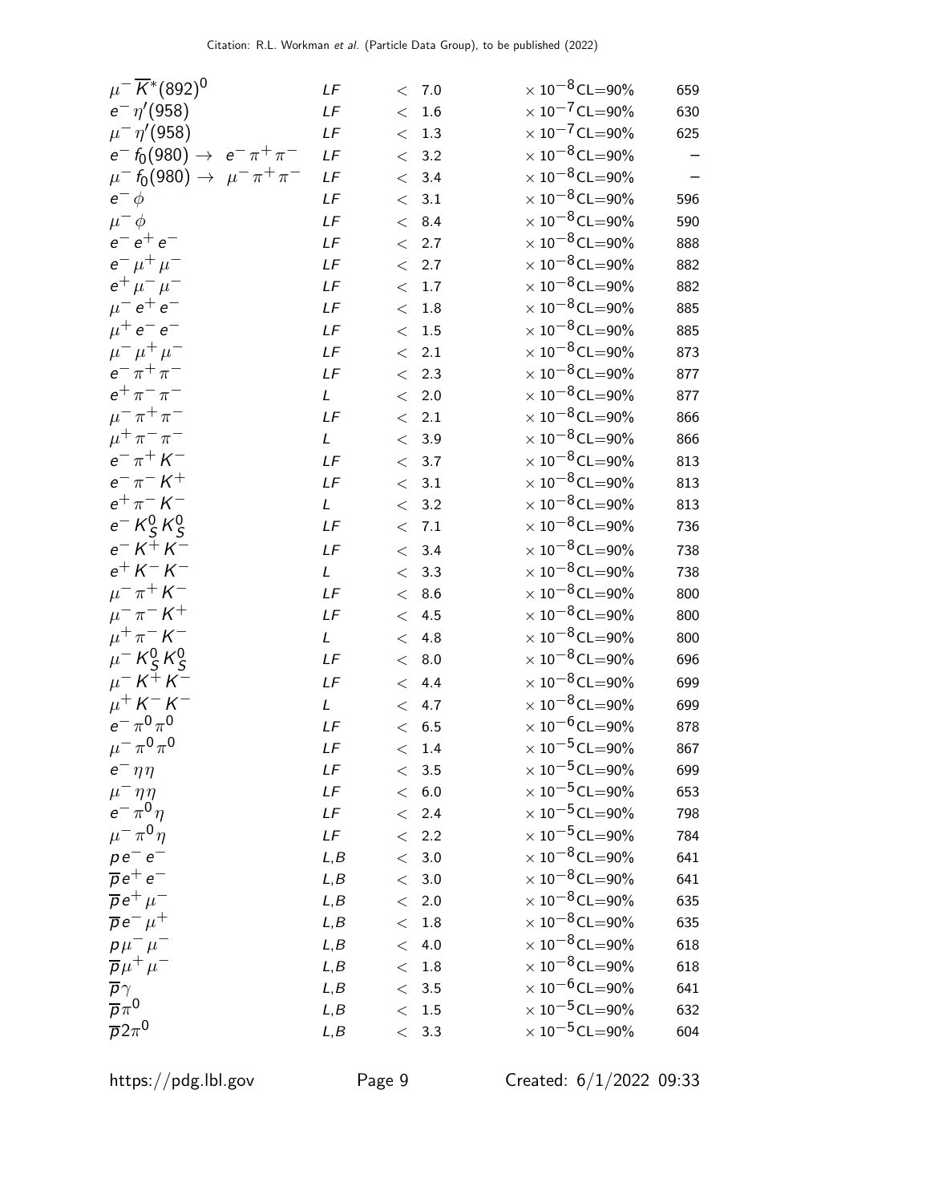| | | | | |
|---|---|---|---|---|
| $\mu^- \overline{K}^*(892)^0$ | *LF* | $< 7.0$ | $\times 10^{-8}$ CL=90% | 659 |
| $e^- \eta'(958)$ | *LF* | $< 1.6$ | $\times 10^{-7}$ CL=90% | 630 |
| $\mu^- \eta'(958)$ | *LF* | $< 1.3$ | $\times 10^{-7}$ CL=90% | 625 |
| $e^- f_0(980) \rightarrow e^- \pi^+ \pi^-$ | *LF* | $< 3.2$ | $\times 10^{-8}$ CL=90% | – |
| $\mu^- f_0(980) \rightarrow \mu^- \pi^+ \pi^-$ | *LF* | $< 3.4$ | $\times 10^{-8}$ CL=90% | – |
| $e^- \phi$ | *LF* | $< 3.1$ | $\times 10^{-8}$ CL=90% | 596 |
| $\mu^- \phi$ | *LF* | $< 8.4$ | $\times 10^{-8}$ CL=90% | 590 |
| $e^- e^+ e^-$ | *LF* | $< 2.7$ | $\times 10^{-8}$ CL=90% | 888 |
| $e^- \mu^+ \mu^-$ | *LF* | $< 2.7$ | $\times 10^{-8}$ CL=90% | 882 |
| $e^+ \mu^- \mu^-$ | *LF* | $< 1.7$ | $\times 10^{-8}$ CL=90% | 882 |
| $\mu^- e^+ e^-$ | *LF* | $< 1.8$ | $\times 10^{-8}$ CL=90% | 885 |
| $\mu^+ e^- e^-$ | *LF* | $< 1.5$ | $\times 10^{-8}$ CL=90% | 885 |
| $\mu^- \mu^+ \mu^-$ | *LF* | $< 2.1$ | $\times 10^{-8}$ CL=90% | 873 |
| $e^- \pi^+ \pi^-$ | *LF* | $< 2.3$ | $\times 10^{-8}$ CL=90% | 877 |
| $e^+ \pi^- \pi^-$ | *L* | $< 2.0$ | $\times 10^{-8}$ CL=90% | 877 |
| $\mu^- \pi^+ \pi^-$ | *LF* | $< 2.1$ | $\times 10^{-8}$ CL=90% | 866 |
| $\mu^+ \pi^- \pi^-$ | *L* | $< 3.9$ | $\times 10^{-8}$ CL=90% | 866 |
| $e^- \pi^+ K^-$ | *LF* | $< 3.7$ | $\times 10^{-8}$ CL=90% | 813 |
| $e^- \pi^- K^+$ | *LF* | $< 3.1$ | $\times 10^{-8}$ CL=90% | 813 |
| $e^+ \pi^- K^-$ | *L* | $< 3.2$ | $\times 10^{-8}$ CL=90% | 813 |
| $e^- K^0_S K^0_S$ | *LF* | $< 7.1$ | $\times 10^{-8}$ CL=90% | 736 |
| $e^- K^+ K^-$ | *LF* | $< 3.4$ | $\times 10^{-8}$ CL=90% | 738 |
| $e^+ K^- K^-$ | *L* | $< 3.3$ | $\times 10^{-8}$ CL=90% | 738 |
| $\mu^- \pi^+ K^-$ | *LF* | $< 8.6$ | $\times 10^{-8}$ CL=90% | 800 |
| $\mu^- \pi^- K^+$ | *LF* | $< 4.5$ | $\times 10^{-8}$ CL=90% | 800 |
| $\mu^+ \pi^- K^-$ | *L* | $< 4.8$ | $\times 10^{-8}$ CL=90% | 800 |
| $\mu^- K^0_S K^0_S$ | *LF* | $< 8.0$ | $\times 10^{-8}$ CL=90% | 696 |
| $\mu^- K^+ K^-$ | *LF* | $< 4.4$ | $\times 10^{-8}$ CL=90% | 699 |
| $\mu^+ K^- K^-$ | *L* | $< 4.7$ | $\times 10^{-8}$ CL=90% | 699 |
| $e^- \pi^0 \pi^0$ | *LF* | $< 6.5$ | $\times 10^{-6}$ CL=90% | 878 |
| $\mu^- \pi^0 \pi^0$ | *LF* | $< 1.4$ | $\times 10^{-5}$ CL=90% | 867 |
| $e^- \eta \eta$ | *LF* | $< 3.5$ | $\times 10^{-5}$ CL=90% | 699 |
| $\mu^- \eta \eta$ | *LF* | $< 6.0$ | $\times 10^{-5}$ CL=90% | 653 |
| $e^- \pi^0 \eta$ | *LF* | $< 2.4$ | $\times 10^{-5}$ CL=90% | 798 |
| $\mu^- \pi^0 \eta$ | *LF* | $< 2.2$ | $\times 10^{-5}$ CL=90% | 784 |
| $p e^- e^-$ | *L,B* | $< 3.0$ | $\times 10^{-8}$ CL=90% | 641 |
| $\overline{p} e^+ e^-$ | *L,B* | $< 3.0$ | $\times 10^{-8}$ CL=90% | 641 |
| $\overline{p} e^+ \mu^-$ | *L,B* | $< 2.0$ | $\times 10^{-8}$ CL=90% | 635 |
| $\overline{p} e^- \mu^+$ | *L,B* | $< 1.8$ | $\times 10^{-8}$ CL=90% | 635 |
| $p \mu^- \mu^-$ | *L,B* | $< 4.0$ | $\times 10^{-8}$ CL=90% | 618 |
| $\overline{p} \mu^+ \mu^-$ | *L,B* | $< 1.8$ | $\times 10^{-8}$ CL=90% | 618 |
| $\overline{p} \gamma$ | *L,B* | $< 3.5$ | $\times 10^{-6}$ CL=90% | 641 |
| $\overline{p} \pi^0$ | *L,B* | $< 1.5$ | $\times 10^{-5}$ CL=90% | 632 |
| $\overline{p} 2\pi^0$ | *L,B* | $< 3.3$ | $\times 10^{-5}$ CL=90% | 604 |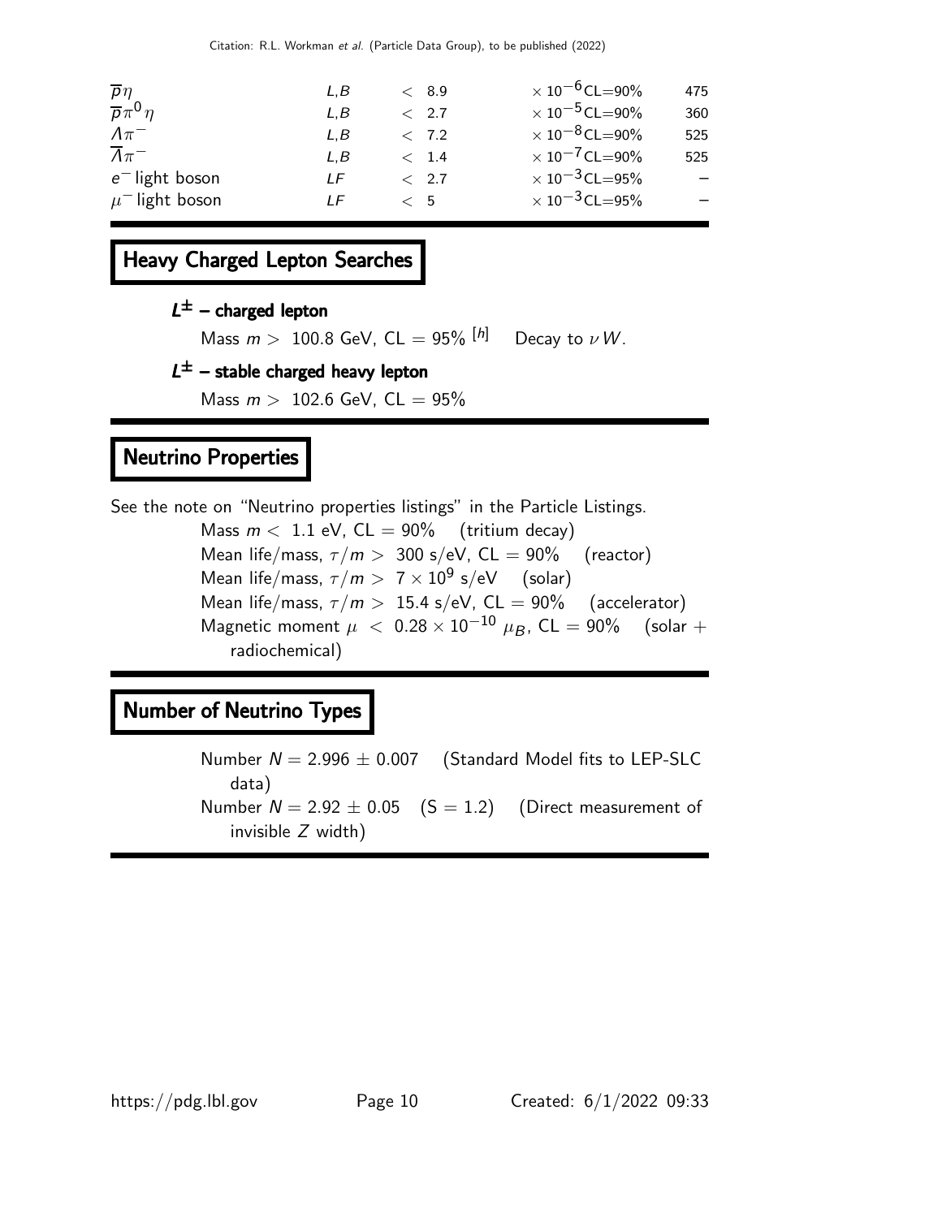| | | | | |
|---|---|---|---|---|
| $\overline{p}\eta$ | $L,B$ | $< 8.9$ | $\times 10^{-6}$ CL=90% | 475 |
| $\overline{p}\pi^0\eta$ | $L,B$ | $< 2.7$ | $\times 10^{-5}$ CL=90% | 360 |
| $\Lambda\pi^-$ | $L,B$ | $< 7.2$ | $\times 10^{-8}$ CL=90% | 525 |
| $\overline{\Lambda}\pi^-$ | $L,B$ | $< 1.4$ | $\times 10^{-7}$ CL=90% | 525 |
| $e^-$ light boson | $LF$ | $< 2.7$ | $\times 10^{-3}$ CL=95% | – |
| $\mu^-$ light boson | $LF$ | $< 5$ | $\times 10^{-3}$ CL=95% | – |

## Heavy Charged Lepton Searches

### $L^\pm$ – charged lepton

Mass $m >$ 100.8 GeV, CL = 95% [h]   Decay to $\nu W$.

### $L^\pm$ – stable charged heavy lepton

Mass $m >$ 102.6 GeV, CL = 95%

## Neutrino Properties

See the note on "Neutrino properties listings" in the Particle Listings.

Mass $m <$ 1.1 eV, CL = 90%   (tritium decay)
Mean life/mass, $\tau/m >$ 300 s/eV, CL = 90%   (reactor)
Mean life/mass, $\tau/m >$ $7 \times 10^9$ s/eV   (solar)
Mean life/mass, $\tau/m >$ 15.4 s/eV, CL = 90%   (accelerator)
Magnetic moment $\mu < 0.28 \times 10^{-10}\ \mu_B$, CL = 90%   (solar + radiochemical)

## Number of Neutrino Types

Number $N = 2.996 \pm 0.007$   (Standard Model fits to LEP-SLC data)
Number $N = 2.92 \pm 0.05$   (S = 1.2)   (Direct measurement of invisible $Z$ width)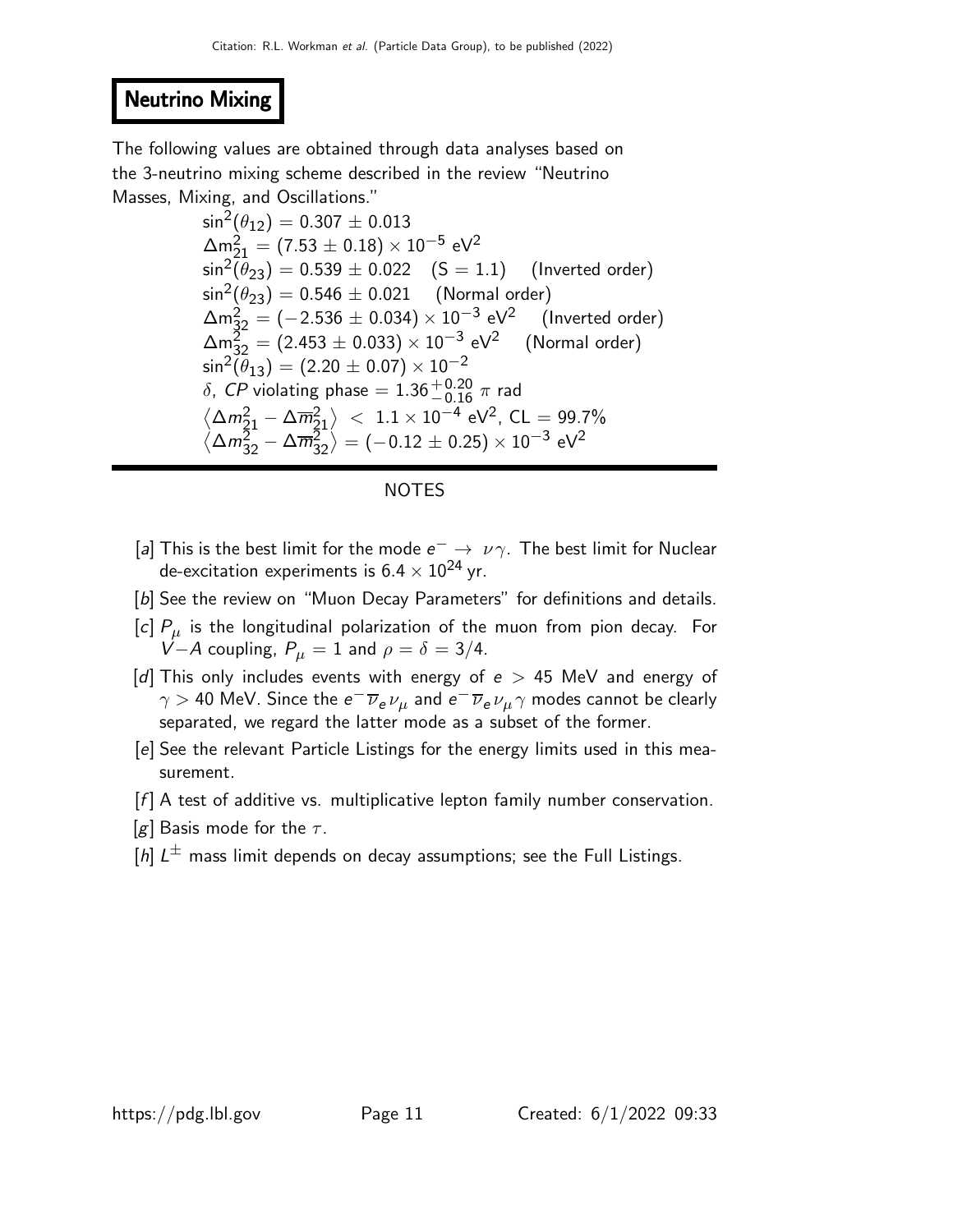## Neutrino Mixing

The following values are obtained through data analyses based on the 3-neutrino mixing scheme described in the review "Neutrino Masses, Mixing, and Oscillations."

$\sin^2(\theta_{12}) = 0.307 \pm 0.013$

$\Delta m^2_{21} = (7.53 \pm 0.18) \times 10^{-5}$ eV$^2$

$\sin^2(\theta_{23}) = 0.539 \pm 0.022$ $(S = 1.1)$ (Inverted order)

$\sin^2(\theta_{23}) = 0.546 \pm 0.021$ (Normal order)

$\Delta m^2_{32} = (-2.536 \pm 0.034) \times 10^{-3}$ eV$^2$ (Inverted order)

$\Delta m^2_{32} = (2.453 \pm 0.033) \times 10^{-3}$ eV$^2$ (Normal order)

$\sin^2(\theta_{13}) = (2.20 \pm 0.07) \times 10^{-2}$

$\delta$, *CP* violating phase $= 1.36^{+0.20}_{-0.16}\ \pi$ rad

$\langle \Delta m^2_{21} - \Delta \overline{m}^2_{21} \rangle < 1.1 \times 10^{-4}$ eV$^2$, CL = 99.7%

$\langle \Delta m^2_{32} - \Delta \overline{m}^2_{32} \rangle = (-0.12 \pm 0.25) \times 10^{-3}$ eV$^2$

### NOTES

[a] This is the best limit for the mode $e^- \rightarrow \nu\gamma$. The best limit for Nuclear de-excitation experiments is $6.4 \times 10^{24}$ yr.

[b] See the review on "Muon Decay Parameters" for definitions and details.

[c] $P_\mu$ is the longitudinal polarization of the muon from pion decay. For $V{-}A$ coupling, $P_\mu = 1$ and $\rho = \delta = 3/4$.

[d] This only includes events with energy of $e > 45$ MeV and energy of $\gamma > 40$ MeV. Since the $e^- \overline{\nu}_e \nu_\mu$ and $e^- \overline{\nu}_e \nu_\mu \gamma$ modes cannot be clearly separated, we regard the latter mode as a subset of the former.

[e] See the relevant Particle Listings for the energy limits used in this measurement.

[f] A test of additive vs. multiplicative lepton family number conservation.

[g] Basis mode for the $\tau$.

[h] $L^\pm$ mass limit depends on decay assumptions; see the Full Listings.